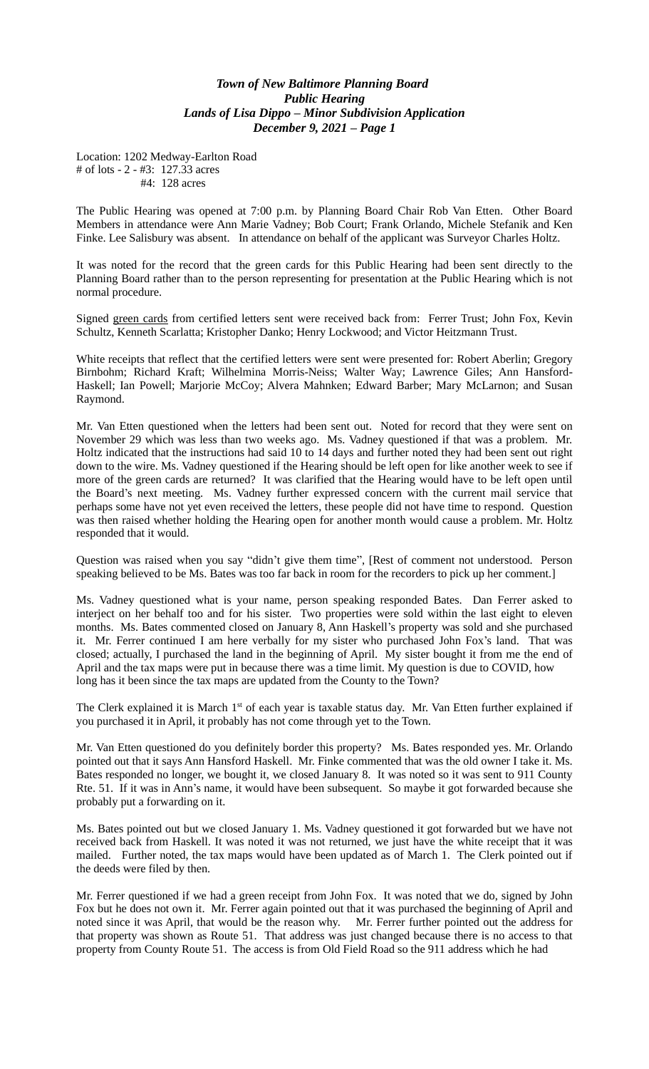***Town of New Baltimore Planning Board***
***Public Hearing***
***Lands of Lisa Dippo – Minor Subdivision Application***
***December 9, 2021 – Page 1***

Location: 1202 Medway-Earlton Road
\# of lots - 2 - #3: 127.33 acres
#4: 128 acres

The Public Hearing was opened at 7:00 p.m. by Planning Board Chair Rob Van Etten. Other Board Members in attendance were Ann Marie Vadney; Bob Court; Frank Orlando, Michele Stefanik and Ken Finke. Lee Salisbury was absent. In attendance on behalf of the applicant was Surveyor Charles Holtz.

It was noted for the record that the green cards for this Public Hearing had been sent directly to the Planning Board rather than to the person representing for presentation at the Public Hearing which is not normal procedure.

Signed <u>green cards</u> from certified letters sent were received back from: Ferrer Trust; John Fox, Kevin Schultz, Kenneth Scarlatta; Kristopher Danko; Henry Lockwood; and Victor Heitzmann Trust.

White receipts that reflect that the certified letters were sent were presented for: Robert Aberlin; Gregory Birnbohm; Richard Kraft; Wilhelmina Morris-Neiss; Walter Way; Lawrence Giles; Ann Hansford-Haskell; Ian Powell; Marjorie McCoy; Alvera Mahnken; Edward Barber; Mary McLarnon; and Susan Raymond.

Mr. Van Etten questioned when the letters had been sent out. Noted for record that they were sent on November 29 which was less than two weeks ago. Ms. Vadney questioned if that was a problem. Mr. Holtz indicated that the instructions had said 10 to 14 days and further noted they had been sent out right down to the wire. Ms. Vadney questioned if the Hearing should be left open for like another week to see if more of the green cards are returned? It was clarified that the Hearing would have to be left open until the Board's next meeting. Ms. Vadney further expressed concern with the current mail service that perhaps some have not yet even received the letters, these people did not have time to respond. Question was then raised whether holding the Hearing open for another month would cause a problem. Mr. Holtz responded that it would.

Question raised when you say "didn't give them time", [Rest of comment not understood. Person speaking believed to be Ms. Bates was too far back in room for the recorders to pick up her comment.]

Ms. Vadney questioned what is your name, person speaking responded Bates. Dan Ferrer asked to interject on her behalf too and for his sister. Two properties were sold within the last eight to eleven months. Ms. Bates commented closed on January 8, Ann Haskell's property was sold and she purchased it. Mr. Ferrer continued I am here verbally for my sister who purchased John Fox's land. That was closed; actually, I purchased the land in the beginning of April. My sister bought it from me the end of April and the tax maps were put in because there was a time limit. My question is due to COVID, how long has it been since the tax maps are updated from the County to the Town?

The Clerk explained it is March 1st of each year is taxable status day. Mr. Van Etten further explained if you purchased it in April, it probably has not come through yet to the Town.

Mr. Van Etten questioned do you definitely border this property? Ms. Bates responded yes. Mr. Orlando pointed out that it says Ann Hansford Haskell. Mr. Finke commented that was the old owner I take it. Ms. Bates responded no longer, we bought it, we closed January 8. It was noted so it was sent to 911 County Rte. 51. If it was in Ann's name, it would have been subsequent. So maybe it got forwarded because she probably put a forwarding on it.

Ms. Bates pointed out but we closed January 1. Ms. Vadney questioned it got forwarded but we have not received back from Haskell. It was noted it was not returned, we just have the white receipt that it was mailed. Further noted, the tax maps would have been updated as of March 1. The Clerk pointed out if the deeds were filed by then.

Mr. Ferrer questioned if we had a green receipt from John Fox. It was noted that we do, signed by John Fox but he does not own it. Mr. Ferrer again pointed out that it was purchased the beginning of April and noted since it was April, that would be the reason why. Mr. Ferrer further pointed out the address for that property was shown as Route 51. That address was just changed because there is no access to that property from County Route 51. The access is from Old Field Road so the 911 address which he had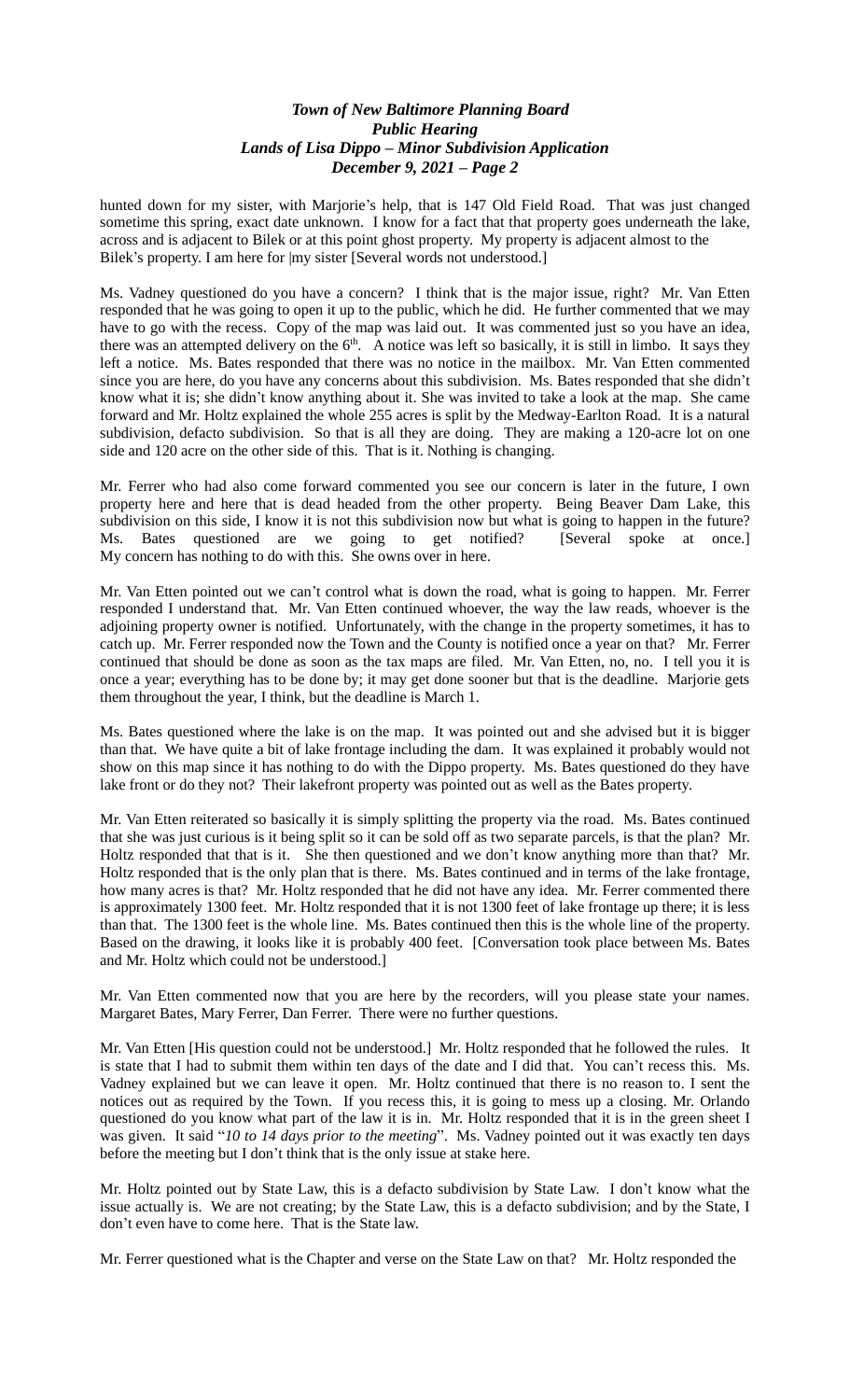hunted down for my sister, with Marjorie's help, that is 147 Old Field Road. That was just changed sometime this spring, exact date unknown. I know for a fact that that property goes underneath the lake, across and is adjacent to Bilek or at this point ghost property. My property is adjacent almost to the Bilek's property. I am here for |my sister [Several words not understood.]

Ms. Vadney questioned do you have a concern? I think that is the major issue, right? Mr. Van Etten responded that he was going to open it up to the public, which he did. He further commented that we may have to go with the recess. Copy of the map was laid out. It was commented just so you have an idea, there was an attempted delivery on the 6th. A notice was left so basically, it is still in limbo. It says they left a notice. Ms. Bates responded that there was no notice in the mailbox. Mr. Van Etten commented since you are here, do you have any concerns about this subdivision. Ms. Bates responded that she didn't know what it is; she didn't know anything about it. She was invited to take a look at the map. She came forward and Mr. Holtz explained the whole 255 acres is split by the Medway-Earlton Road. It is a natural subdivision, defacto subdivision. So that is all they are doing. They are making a 120-acre lot on one side and 120 acre on the other side of this. That is it. Nothing is changing.

Mr. Ferrer who had also come forward commented you see our concern is later in the future, I own property here and here that is dead headed from the other property. Being Beaver Dam Lake, this subdivision on this side, I know it is not this subdivision now but what is going to happen in the future? Ms. Bates questioned are we going to get notified? [Several spoke at once.] My concern has nothing to do with this. She owns over in here.

Mr. Van Etten pointed out we can't control what is down the road, what is going to happen. Mr. Ferrer responded I understand that. Mr. Van Etten continued whoever, the way the law reads, whoever is the adjoining property owner is notified. Unfortunately, with the change in the property sometimes, it has to catch up. Mr. Ferrer responded now the Town and the County is notified once a year on that? Mr. Ferrer continued that should be done as soon as the tax maps are filed. Mr. Van Etten, no, no. I tell you it is once a year; everything has to be done by; it may get done sooner but that is the deadline. Marjorie gets them throughout the year, I think, but the deadline is March 1.

Ms. Bates questioned where the lake is on the map. It was pointed out and she advised but it is bigger than that. We have quite a bit of lake frontage including the dam. It was explained it probably would not show on this map since it has nothing to do with the Dippo property. Ms. Bates questioned do they have lake front or do they not? Their lakefront property was pointed out as well as the Bates property.

Mr. Van Etten reiterated so basically it is simply splitting the property via the road. Ms. Bates continued that she was just curious is it being split so it can be sold off as two separate parcels, is that the plan? Mr. Holtz responded that that is it. She then questioned and we don't know anything more than that? Mr. Holtz responded that is the only plan that is there. Ms. Bates continued and in terms of the lake frontage, how many acres is that? Mr. Holtz responded that he did not have any idea. Mr. Ferrer commented there is approximately 1300 feet. Mr. Holtz responded that it is not 1300 feet of lake frontage up there; it is less than that. The 1300 feet is the whole line. Ms. Bates continued then this is the whole line of the property. Based on the drawing, it looks like it is probably 400 feet. [Conversation took place between Ms. Bates and Mr. Holtz which could not be understood.]

Mr. Van Etten commented now that you are here by the recorders, will you please state your names. Margaret Bates, Mary Ferrer, Dan Ferrer. There were no further questions.

Mr. Van Etten [His question could not be understood.] Mr. Holtz responded that he followed the rules. It is state that I had to submit them within ten days of the date and I did that. You can't recess this. Ms. Vadney explained but we can leave it open. Mr. Holtz continued that there is no reason to. I sent the notices out as required by the Town. If you recess this, it is going to mess up a closing. Mr. Orlando questioned do you know what part of the law it is in. Mr. Holtz responded that it is in the green sheet I was given. It said "*10 to 14 days prior to the meeting*". Ms. Vadney pointed out it was exactly ten days before the meeting but I don't think that is the only issue at stake here.

Mr. Holtz pointed out by State Law, this is a defacto subdivision by State Law. I don't know what the issue actually is. We are not creating; by the State Law, this is a defacto subdivision; and by the State, I don't even have to come here. That is the State law.

Mr. Ferrer questioned what is the Chapter and verse on the State Law on that? Mr. Holtz responded the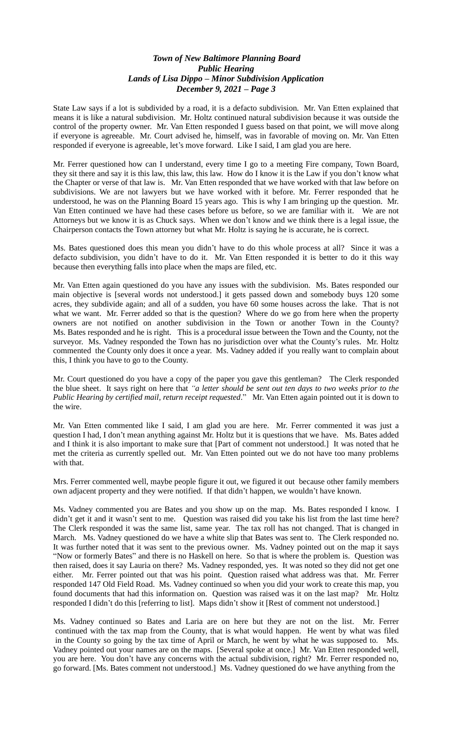State Law says if a lot is subdivided by a road, it is a defacto subdivision. Mr. Van Etten explained that means it is like a natural subdivision. Mr. Holtz continued natural subdivision because it was outside the control of the property owner. Mr. Van Etten responded I guess based on that point, we will move along if everyone is agreeable. Mr. Court advised he, himself, was in favorable of moving on. Mr. Van Etten responded if everyone is agreeable, let's move forward. Like I said, I am glad you are here.

Mr. Ferrer questioned how can I understand, every time I go to a meeting Fire company, Town Board, they sit there and say it is this law, this law, this law. How do I know it is the Law if you don't know what the Chapter or verse of that law is. Mr. Van Etten responded that we have worked with that law before on subdivisions. We are not lawyers but we have worked with it before. Mr. Ferrer responded that he understood, he was on the Planning Board 15 years ago. This is why I am bringing up the question. Mr. Van Etten continued we have had these cases before us before, so we are familiar with it. We are not Attorneys but we know it is as Chuck says. When we don't know and we think there is a legal issue, the Chairperson contacts the Town attorney but what Mr. Holtz is saying he is accurate, he is correct.

Ms. Bates questioned does this mean you didn't have to do this whole process at all? Since it was a defacto subdivision, you didn't have to do it. Mr. Van Etten responded it is better to do it this way because then everything falls into place when the maps are filed, etc.

Mr. Van Etten again questioned do you have any issues with the subdivision. Ms. Bates responded our main objective is [several words not understood.] it gets passed down and somebody buys 120 some acres, they subdivide again; and all of a sudden, you have 60 some houses across the lake. That is not what we want. Mr. Ferrer added so that is the question? Where do we go from here when the property owners are not notified on another subdivision in the Town or another Town in the County? Ms. Bates responded and he is right. This is a procedural issue between the Town and the County, not the surveyor. Ms. Vadney responded the Town has no jurisdiction over what the County's rules. Mr. Holtz commented the County only does it once a year. Ms. Vadney added if you really want to complain about this, I think you have to go to the County.

Mr. Court questioned do you have a copy of the paper you gave this gentleman? The Clerk responded the blue sheet. It says right on here that *"a letter should be sent out ten days to two weeks prior to the Public Hearing by certified mail, return receipt requested*." Mr. Van Etten again pointed out it is down to the wire.

Mr. Van Etten commented like I said, I am glad you are here. Mr. Ferrer commented it was just a question I had, I don't mean anything against Mr. Holtz but it is questions that we have. Ms. Bates added and I think it is also important to make sure that [Part of comment not understood.] It was noted that he met the criteria as currently spelled out. Mr. Van Etten pointed out we do not have too many problems with that.

Mrs. Ferrer commented well, maybe people figure it out, we figured it out because other family members own adjacent property and they were notified. If that didn't happen, we wouldn't have known.

Ms. Vadney commented you are Bates and you show up on the map. Ms. Bates responded I know. I didn't get it and it wasn't sent to me. Question was raised did you take his list from the last time here? The Clerk responded it was the same list, same year. The tax roll has not changed. That is changed in March. Ms. Vadney questioned do we have a white slip that Bates was sent to. The Clerk responded no. It was further noted that it was sent to the previous owner. Ms. Vadney pointed out on the map it says "Now or formerly Bates" and there is no Haskell on here. So that is where the problem is. Question was then raised, does it say Lauria on there? Ms. Vadney responded, yes. It was noted so they did not get one either. Mr. Ferrer pointed out that was his point. Question raised what address was that. Mr. Ferrer responded 147 Old Field Road. Ms. Vadney continued so when you did your work to create this map, you found documents that had this information on. Question was raised was it on the last map? Mr. Holtz responded I didn't do this [referring to list]. Maps didn't show it [Rest of comment not understood.]

Ms. Vadney continued so Bates and Laria are on here but they are not on the list. Mr. Ferrer continued with the tax map from the County, that is what would happen. He went by what was filed in the County so going by the tax time of April or March, he went by what he was supposed to. Ms. Vadney pointed out your names are on the maps. [Several spoke at once.] Mr. Van Etten responded well, you are here. You don't have any concerns with the actual subdivision, right? Mr. Ferrer responded no, go forward. [Ms. Bates comment not understood.] Ms. Vadney questioned do we have anything from the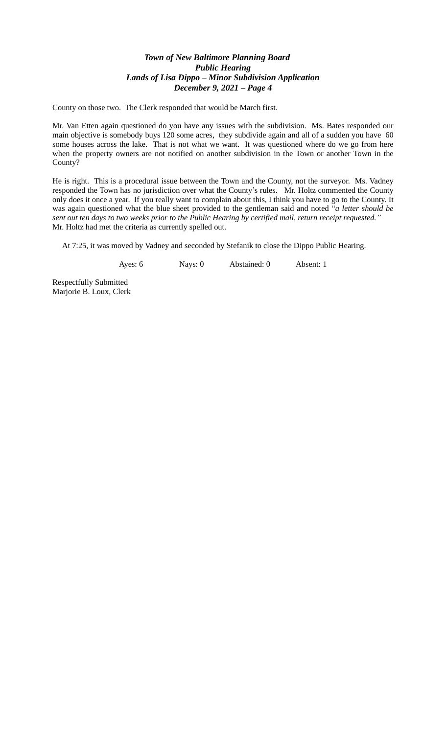County on those two. The Clerk responded that would be March first.

Mr. Van Etten again questioned do you have any issues with the subdivision. Ms. Bates responded our main objective is somebody buys 120 some acres, they subdivide again and all of a sudden you have 60 some houses across the lake. That is not what we want. It was questioned where do we go from here when the property owners are not notified on another subdivision in the Town or another Town in the County?

He is right. This is a procedural issue between the Town and the County, not the surveyor. Ms. Vadney responded the Town has no jurisdiction over what the County's rules. Mr. Holtz commented the County only does it once a year. If you really want to complain about this, I think you have to go to the County. It was again questioned what the blue sheet provided to the gentleman said and noted "*a letter should be sent out ten days to two weeks prior to the Public Hearing by certified mail, return receipt requested."* Mr. Holtz had met the criteria as currently spelled out.

At 7:25, it was moved by Vadney and seconded by Stefanik to close the Dippo Public Hearing.

Ayes: 6 Nays: 0 Abstained: 0 Absent: 1

Respectfully Submitted
Marjorie B. Loux, Clerk